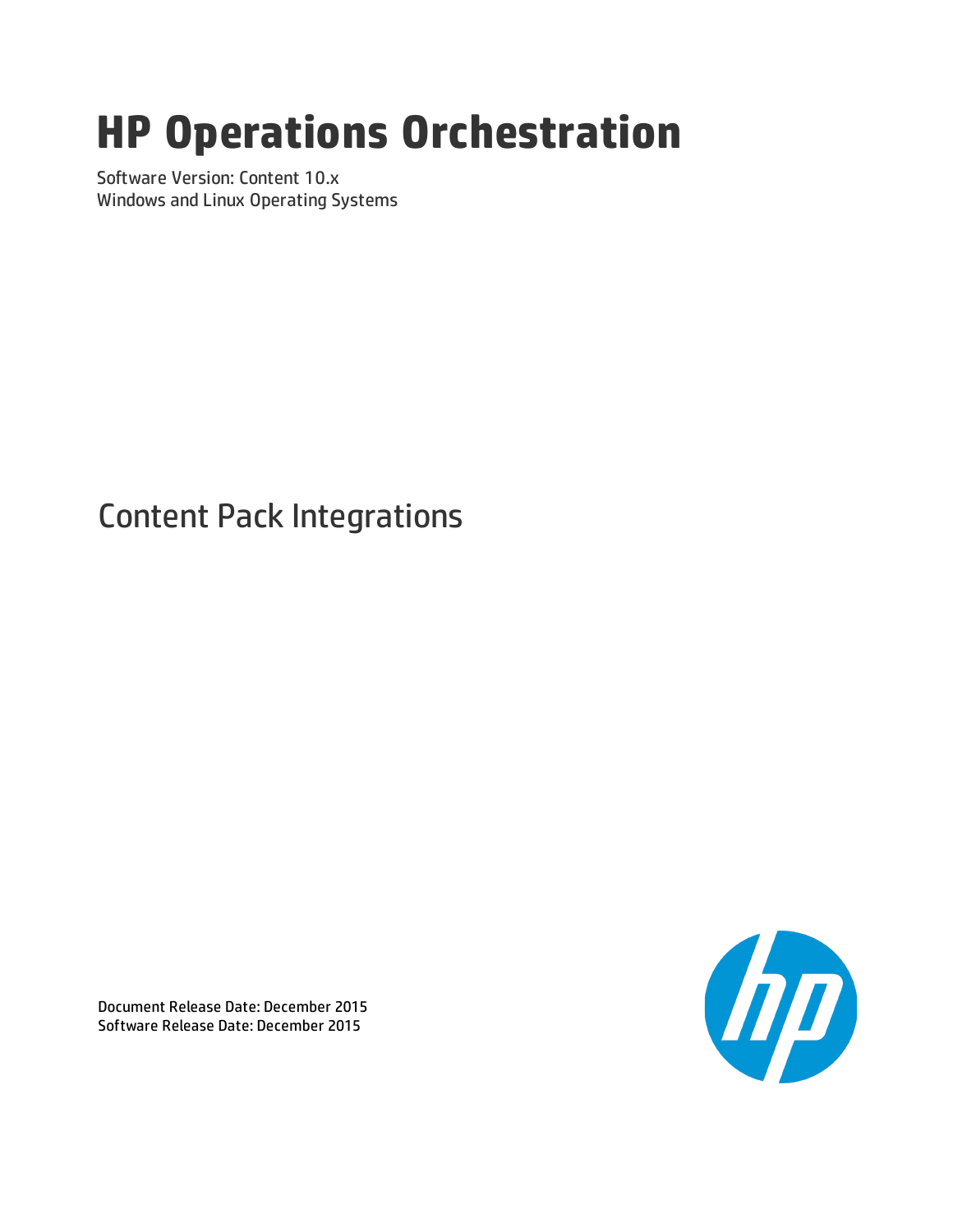# HP Operations Orchestration

Software Version: Content 10.x
Windows and Linux Operating Systems

## Content Pack Integrations

Document Release Date: December 2015
Software Release Date: December 2015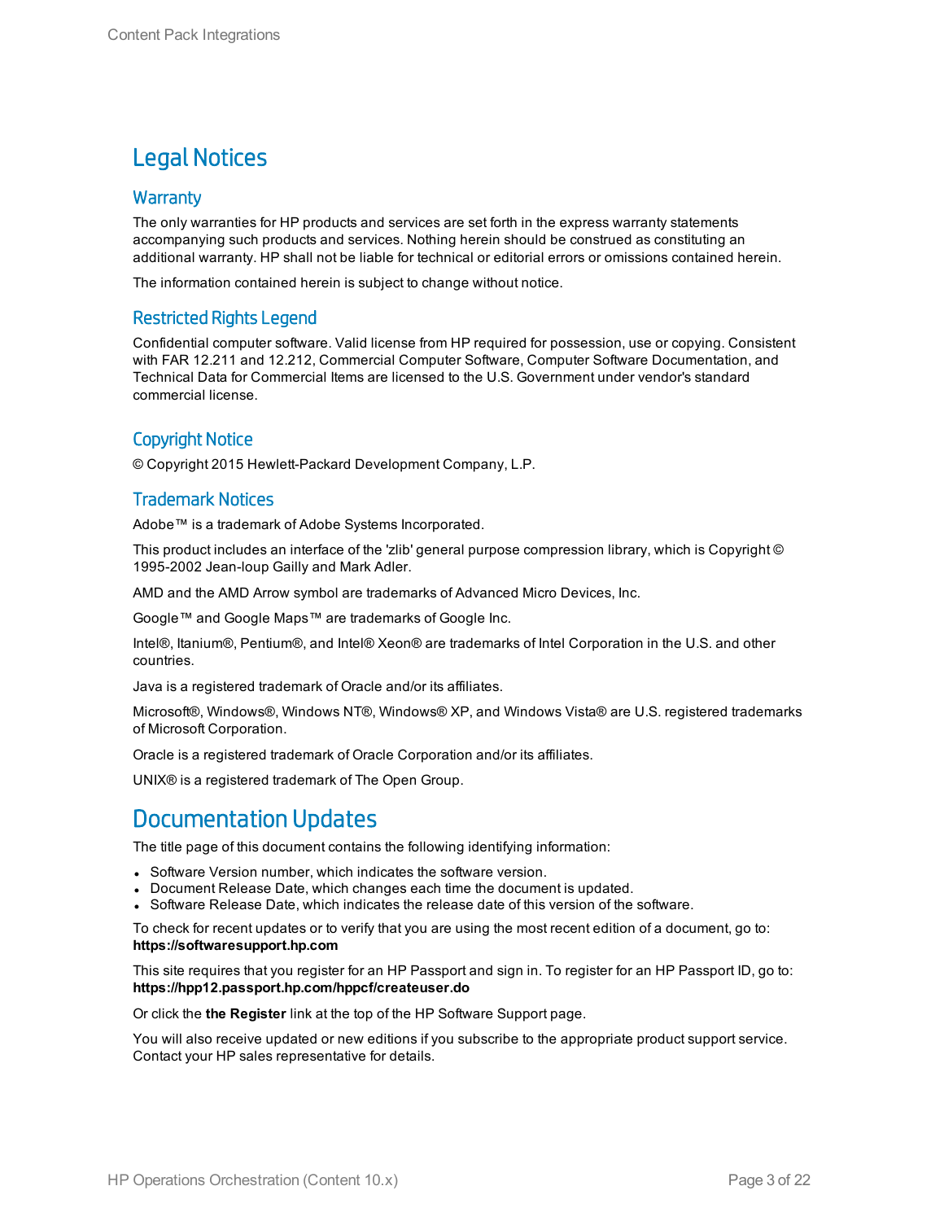# Legal Notices

## Warranty

The only warranties for HP products and services are set forth in the express warranty statements accompanying such products and services. Nothing herein should be construed as constituting an additional warranty. HP shall not be liable for technical or editorial errors or omissions contained herein.

The information contained herein is subject to change without notice.

## Restricted Rights Legend

Confidential computer software. Valid license from HP required for possession, use or copying. Consistent with FAR 12.211 and 12.212, Commercial Computer Software, Computer Software Documentation, and Technical Data for Commercial Items are licensed to the U.S. Government under vendor's standard commercial license.

## Copyright Notice

© Copyright 2015 Hewlett-Packard Development Company, L.P.

## Trademark Notices

Adobe™ is a trademark of Adobe Systems Incorporated.

This product includes an interface of the 'zlib' general purpose compression library, which is Copyright © 1995-2002 Jean-loup Gailly and Mark Adler.

AMD and the AMD Arrow symbol are trademarks of Advanced Micro Devices, Inc.

Google™ and Google Maps™ are trademarks of Google Inc.

Intel®, Itanium®, Pentium®, and Intel® Xeon® are trademarks of Intel Corporation in the U.S. and other countries.

Java is a registered trademark of Oracle and/or its affiliates.

Microsoft®, Windows®, Windows NT®, Windows® XP, and Windows Vista® are U.S. registered trademarks of Microsoft Corporation.

Oracle is a registered trademark of Oracle Corporation and/or its affiliates.

UNIX® is a registered trademark of The Open Group.

# Documentation Updates

The title page of this document contains the following identifying information:

- Software Version number, which indicates the software version.
- Document Release Date, which changes each time the document is updated.
- Software Release Date, which indicates the release date of this version of the software.

To check for recent updates or to verify that you are using the most recent edition of a document, go to: **https://softwaresupport.hp.com**

This site requires that you register for an HP Passport and sign in. To register for an HP Passport ID, go to: **https://hpp12.passport.hp.com/hppcf/createuser.do**

Or click the **the Register** link at the top of the HP Software Support page.

You will also receive updated or new editions if you subscribe to the appropriate product support service. Contact your HP sales representative for details.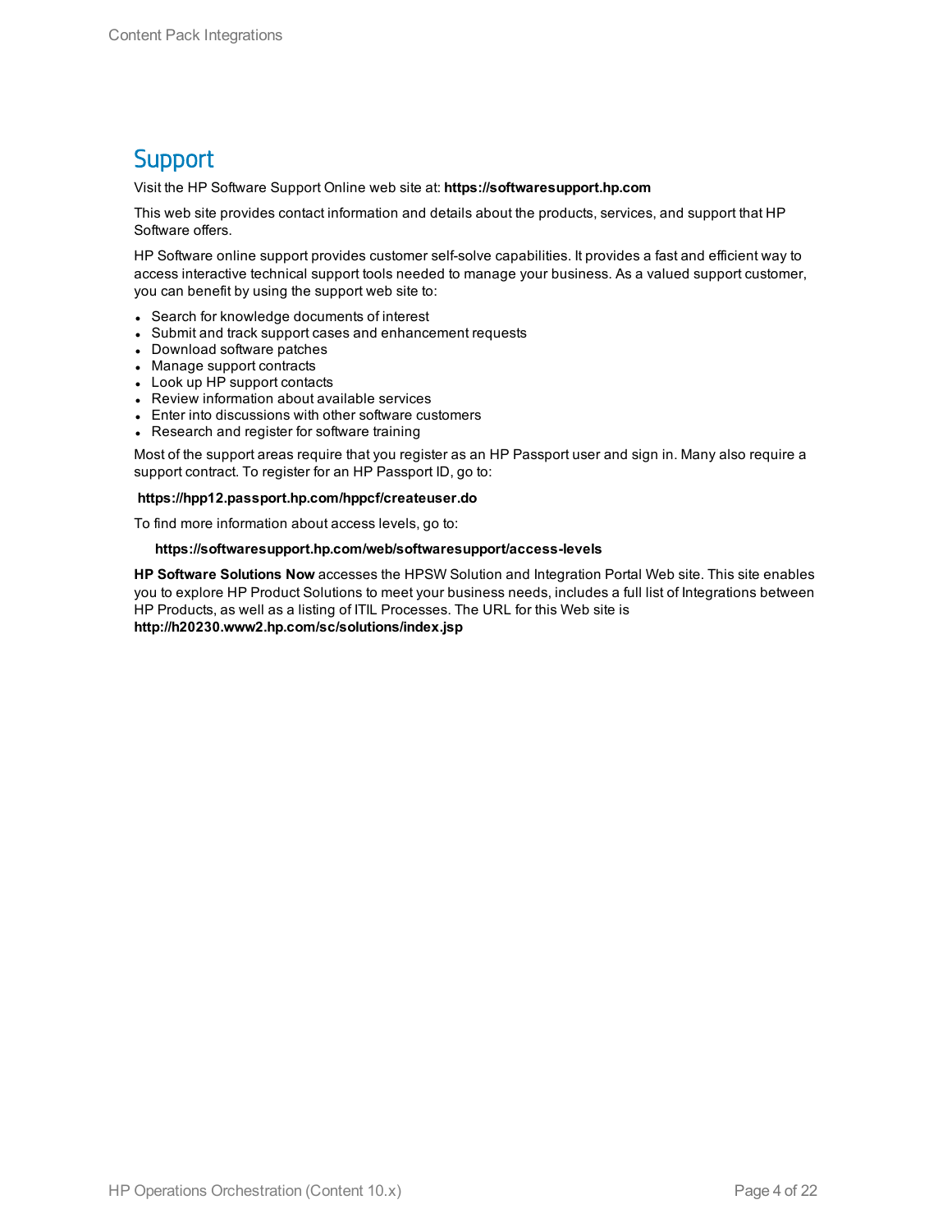# Support

Visit the HP Software Support Online web site at: **https://softwaresupport.hp.com**

This web site provides contact information and details about the products, services, and support that HP Software offers.

HP Software online support provides customer self-solve capabilities. It provides a fast and efficient way to access interactive technical support tools needed to manage your business. As a valued support customer, you can benefit by using the support web site to:

- Search for knowledge documents of interest
- Submit and track support cases and enhancement requests
- Download software patches
- Manage support contracts
- Look up HP support contacts
- Review information about available services
- Enter into discussions with other software customers
- Research and register for software training

Most of the support areas require that you register as an HP Passport user and sign in. Many also require a support contract. To register for an HP Passport ID, go to:

**https://hpp12.passport.hp.com/hppcf/createuser.do**

To find more information about access levels, go to:

**https://softwaresupport.hp.com/web/softwaresupport/access-levels**

**HP Software Solutions Now** accesses the HPSW Solution and Integration Portal Web site. This site enables you to explore HP Product Solutions to meet your business needs, includes a full list of Integrations between HP Products, as well as a listing of ITIL Processes. The URL for this Web site is **http://h20230.www2.hp.com/sc/solutions/index.jsp**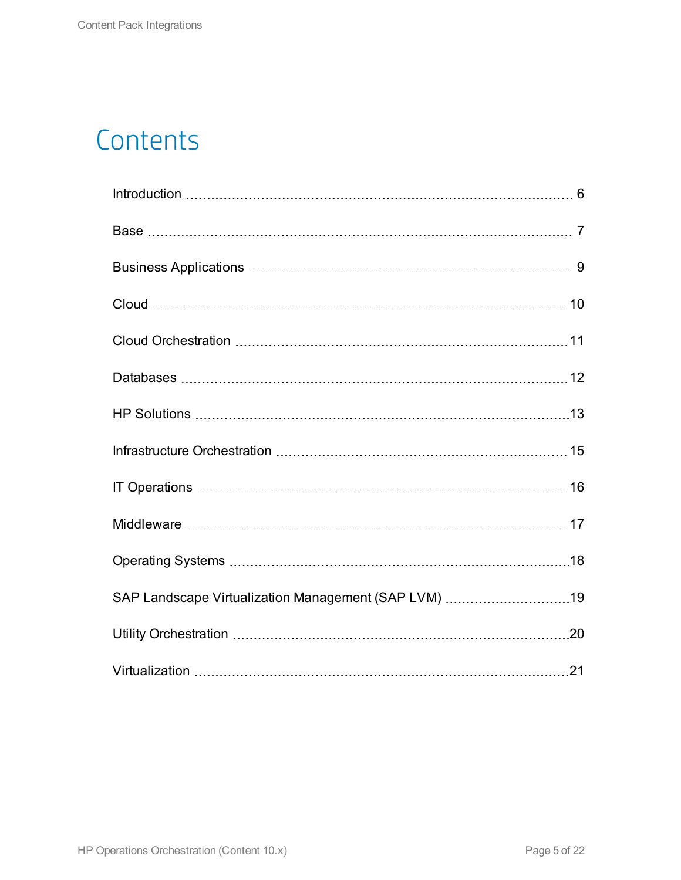# Contents

Introduction ..... 6

Base ..... 7

Business Applications ..... 9

Cloud ..... 10

Cloud Orchestration ..... 11

Databases ..... 12

HP Solutions ..... 13

Infrastructure Orchestration ..... 15

IT Operations ..... 16

Middleware ..... 17

Operating Systems ..... 18

SAP Landscape Virtualization Management (SAP LVM) ..... 19

Utility Orchestration ..... 20

Virtualization ..... 21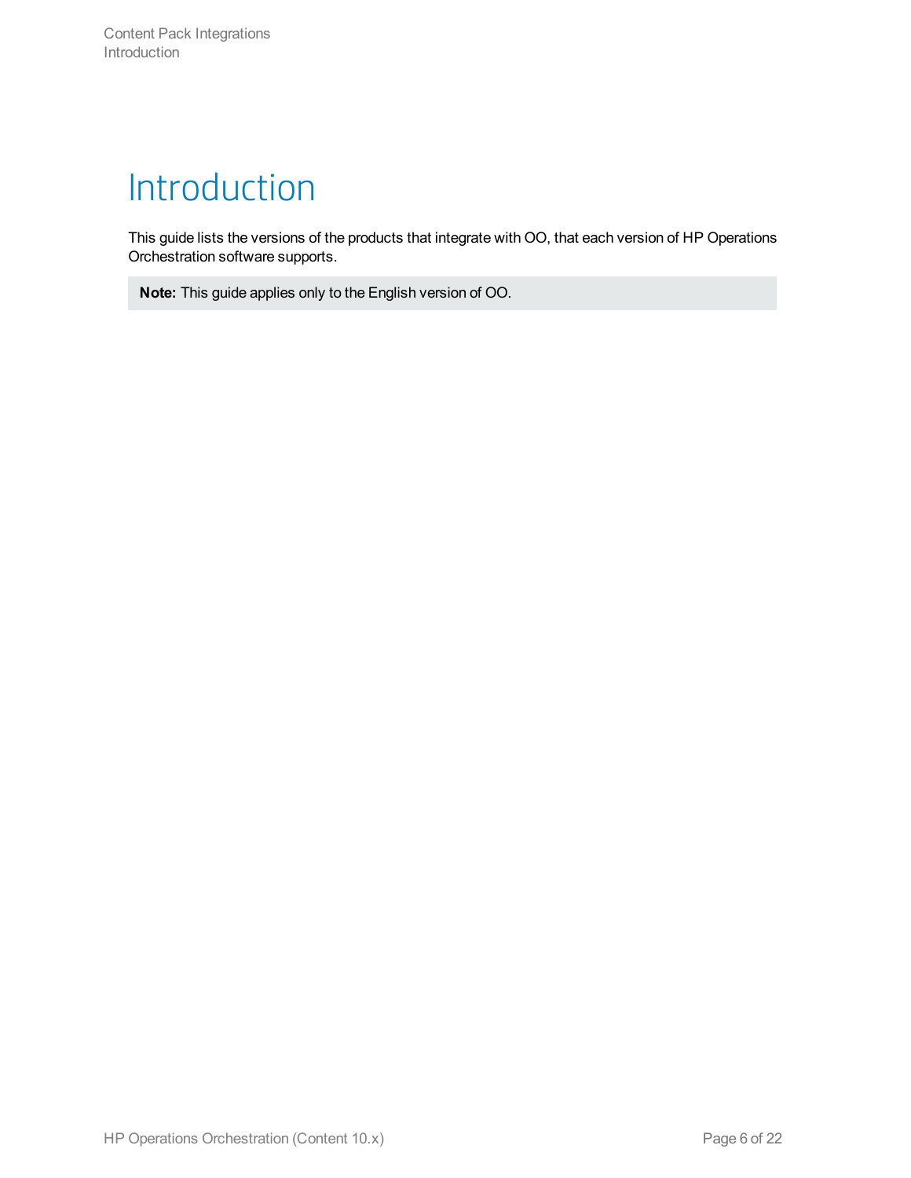# Introduction

This guide lists the versions of the products that integrate with OO, that each version of HP Operations Orchestration software supports.

> **Note:** This guide applies only to the English version of OO.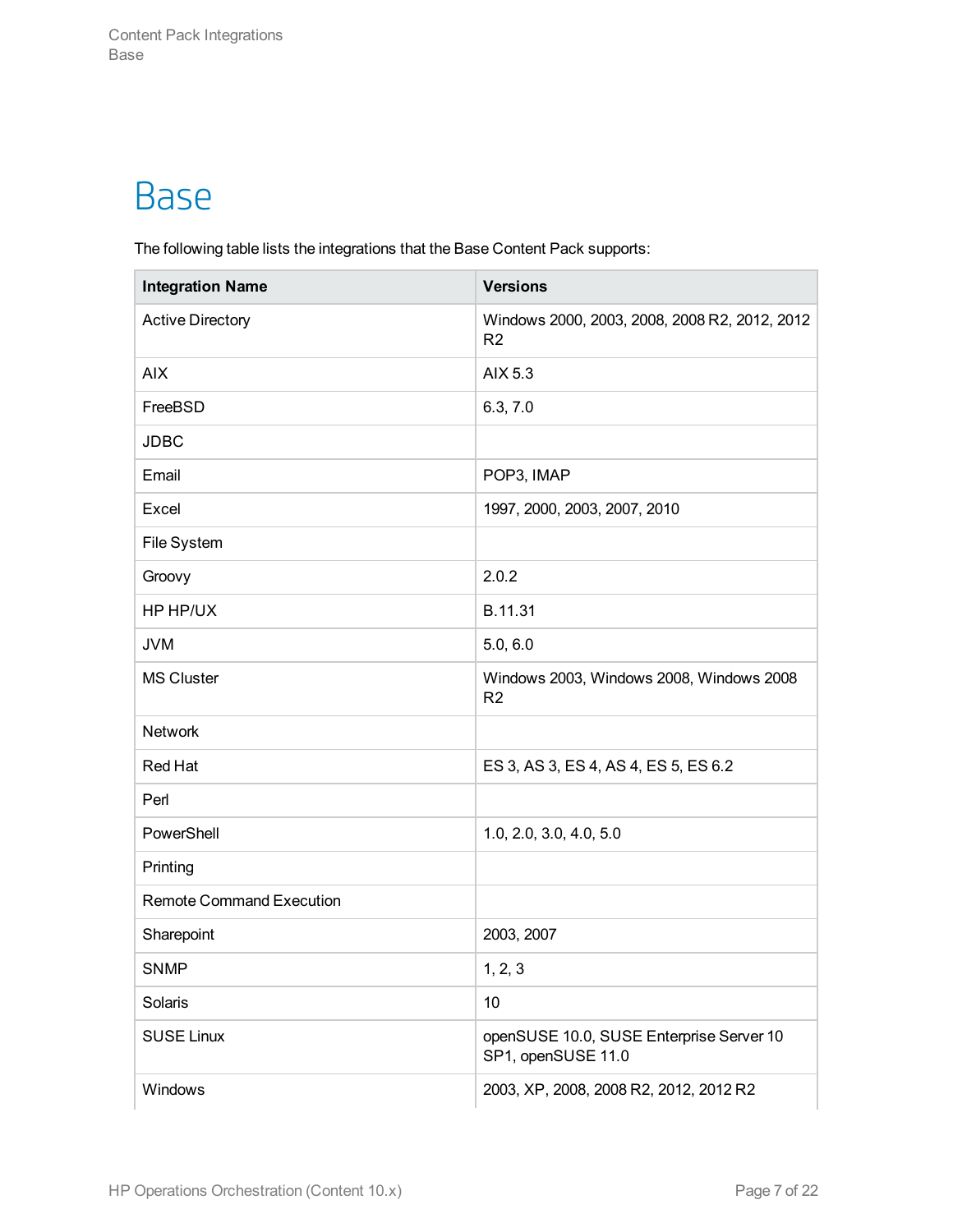# Base

The following table lists the integrations that the Base Content Pack supports:

| Integration Name | Versions |
| --- | --- |
| Active Directory | Windows 2000, 2003, 2008, 2008 R2, 2012, 2012 R2 |
| AIX | AIX 5.3 |
| FreeBSD | 6.3, 7.0 |
| JDBC | |
| Email | POP3, IMAP |
| Excel | 1997, 2000, 2003, 2007, 2010 |
| File System | |
| Groovy | 2.0.2 |
| HP HP/UX | B.11.31 |
| JVM | 5.0, 6.0 |
| MS Cluster | Windows 2003, Windows 2008, Windows 2008 R2 |
| Network | |
| Red Hat | ES 3, AS 3, ES 4, AS 4, ES 5, ES 6.2 |
| Perl | |
| PowerShell | 1.0, 2.0, 3.0, 4.0, 5.0 |
| Printing | |
| Remote Command Execution | |
| Sharepoint | 2003, 2007 |
| SNMP | 1, 2, 3 |
| Solaris | 10 |
| SUSE Linux | openSUSE 10.0, SUSE Enterprise Server 10 SP1, openSUSE 11.0 |
| Windows | 2003, XP, 2008, 2008 R2, 2012, 2012 R2 |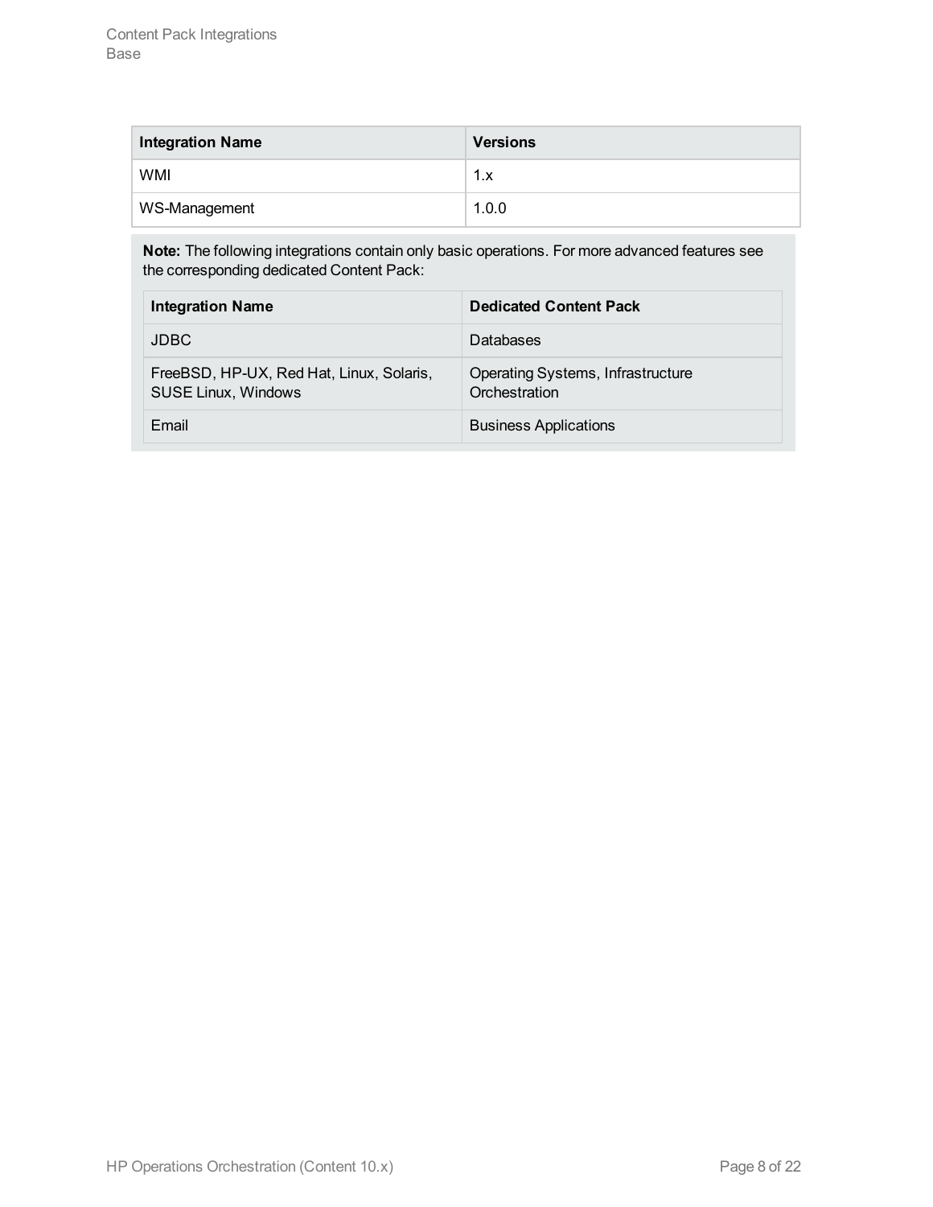| Integration Name | Versions |
| --- | --- |
| WMI | 1.x |
| WS-Management | 1.0.0 |

**Note:** The following integrations contain only basic operations. For more advanced features see the corresponding dedicated Content Pack:

| Integration Name | Dedicated Content Pack |
| --- | --- |
| JDBC | Databases |
| FreeBSD, HP-UX, Red Hat, Linux, Solaris, SUSE Linux, Windows | Operating Systems, Infrastructure Orchestration |
| Email | Business Applications |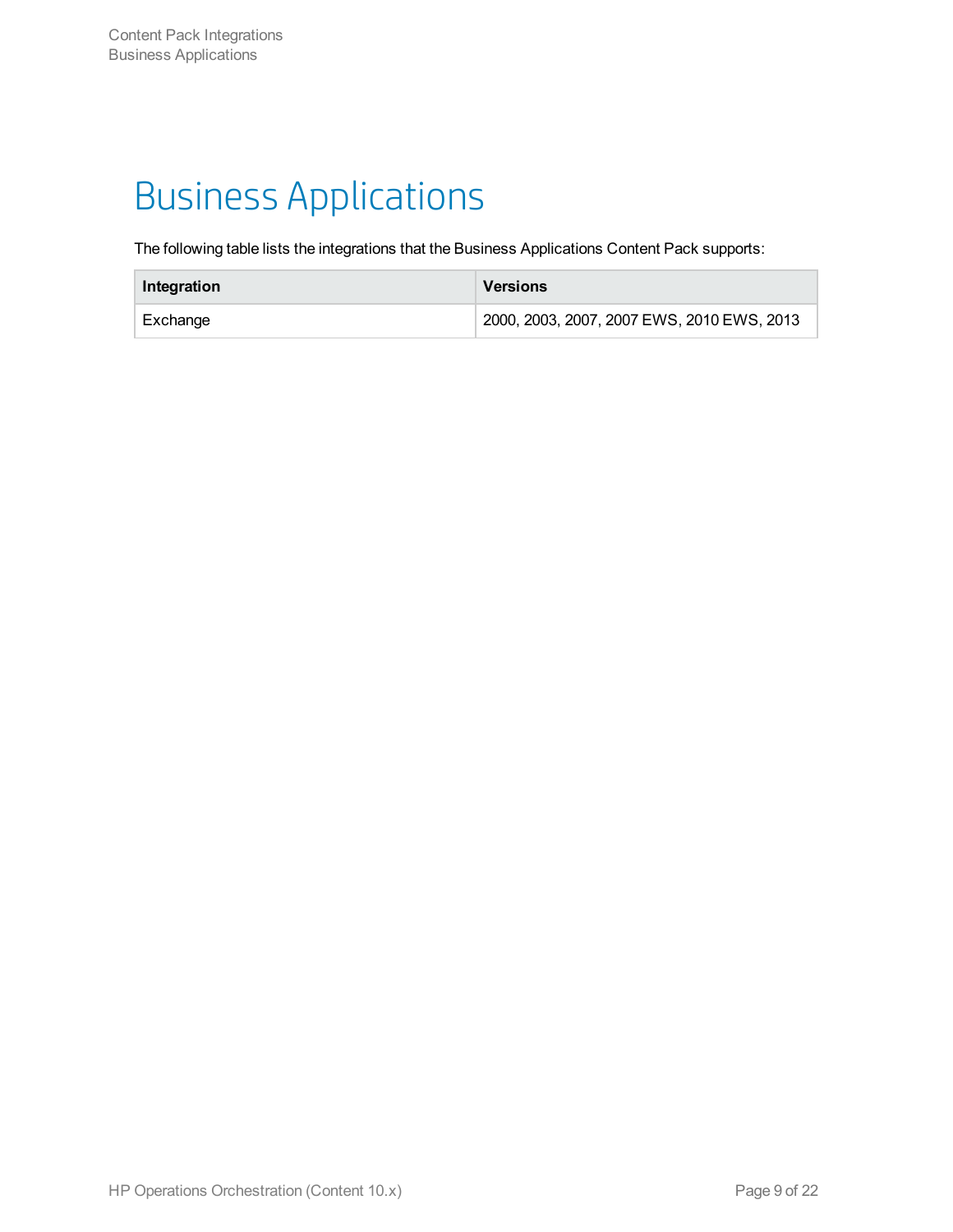# Business Applications

The following table lists the integrations that the Business Applications Content Pack supports:

| Integration | Versions |
| --- | --- |
| Exchange | 2000, 2003, 2007, 2007 EWS, 2010 EWS, 2013 |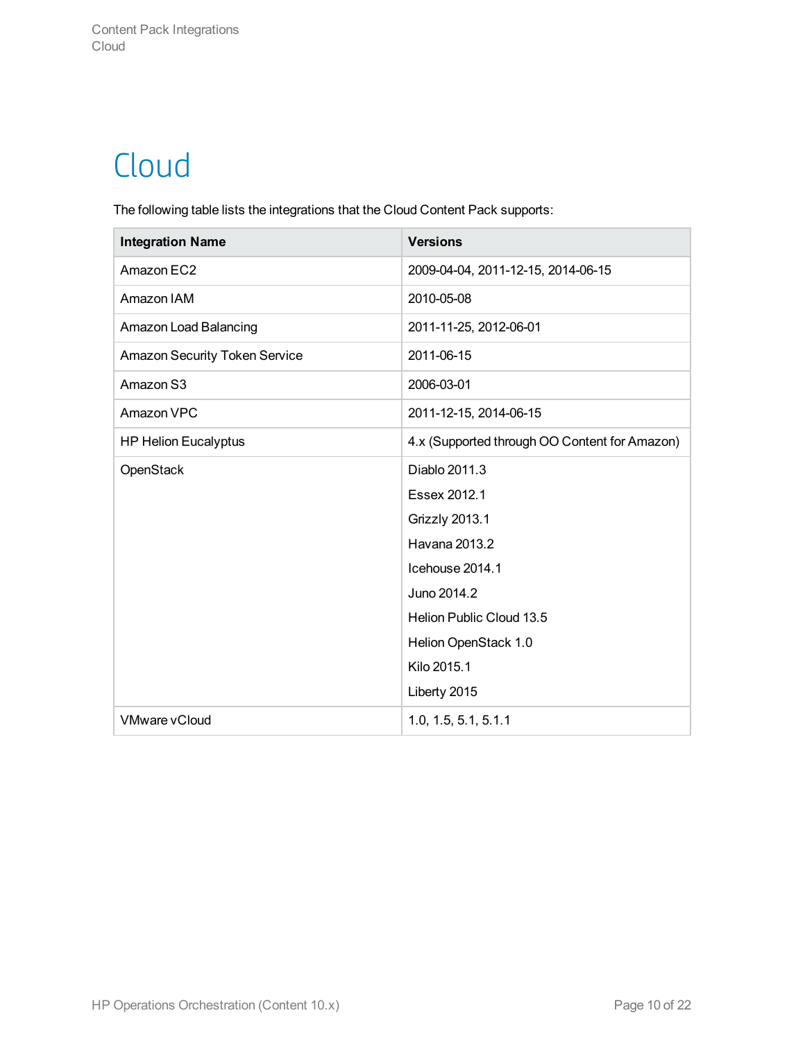# Cloud

The following table lists the integrations that the Cloud Content Pack supports:

| Integration Name | Versions |
|---|---|
| Amazon EC2 | 2009-04-04, 2011-12-15, 2014-06-15 |
| Amazon IAM | 2010-05-08 |
| Amazon Load Balancing | 2011-11-25, 2012-06-01 |
| Amazon Security Token Service | 2011-06-15 |
| Amazon S3 | 2006-03-01 |
| Amazon VPC | 2011-12-15, 2014-06-15 |
| HP Helion Eucalyptus | 4.x (Supported through OO Content for Amazon) |
| OpenStack | Diablo 2011.3<br>Essex 2012.1<br>Grizzly 2013.1<br>Havana 2013.2<br>Icehouse 2014.1<br>Juno 2014.2<br>Helion Public Cloud 13.5<br>Helion OpenStack 1.0<br>Kilo 2015.1<br>Liberty 2015 |
| VMware vCloud | 1.0, 1.5, 5.1, 5.1.1 |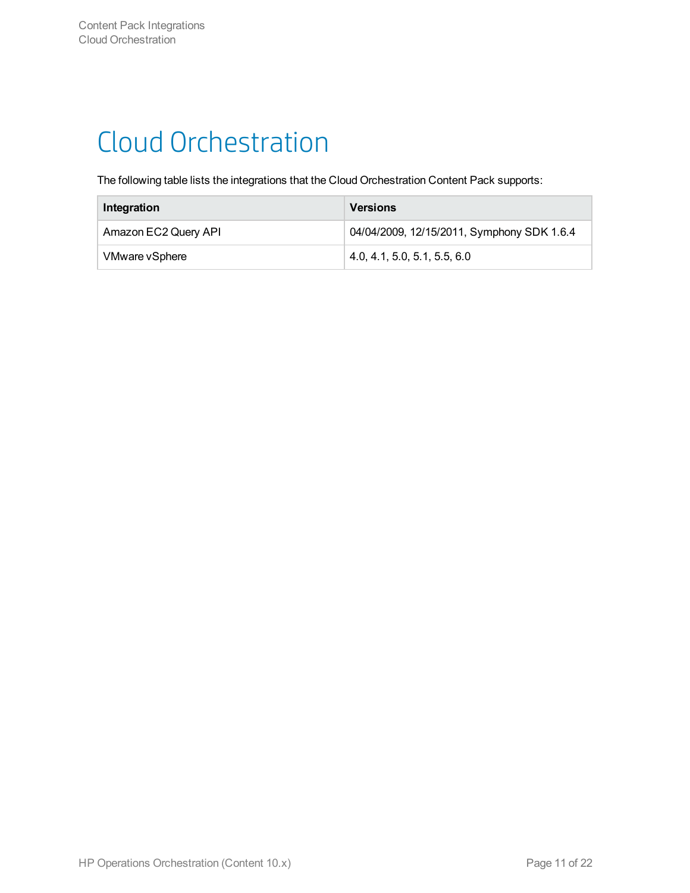# Cloud Orchestration

The following table lists the integrations that the Cloud Orchestration Content Pack supports:

| Integration | Versions |
| --- | --- |
| Amazon EC2 Query API | 04/04/2009, 12/15/2011, Symphony SDK 1.6.4 |
| VMware vSphere | 4.0, 4.1, 5.0, 5.1, 5.5, 6.0 |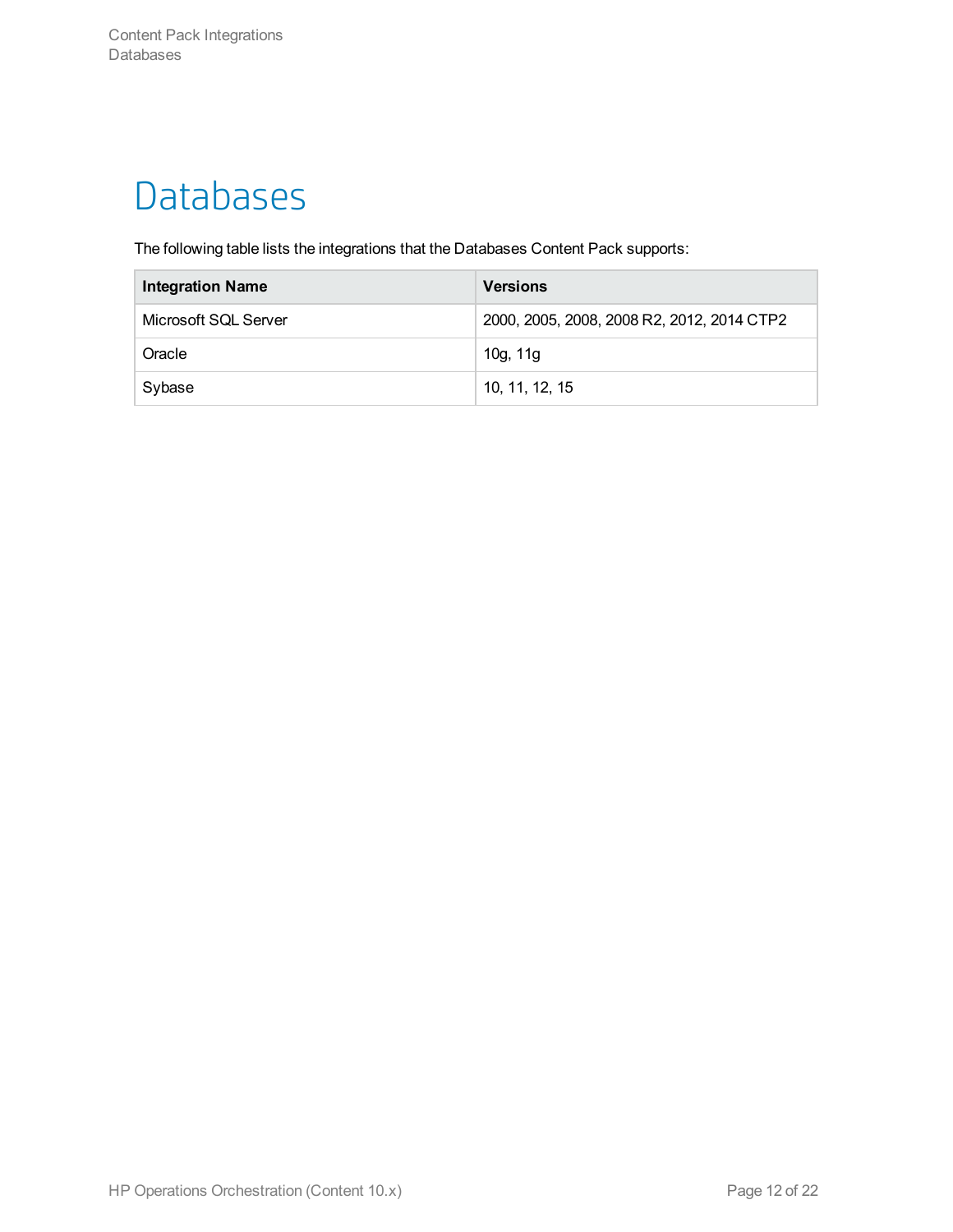# Databases

The following table lists the integrations that the Databases Content Pack supports:

| Integration Name | Versions |
| --- | --- |
| Microsoft SQL Server | 2000, 2005, 2008, 2008 R2, 2012, 2014 CTP2 |
| Oracle | 10g, 11g |
| Sybase | 10, 11, 12, 15 |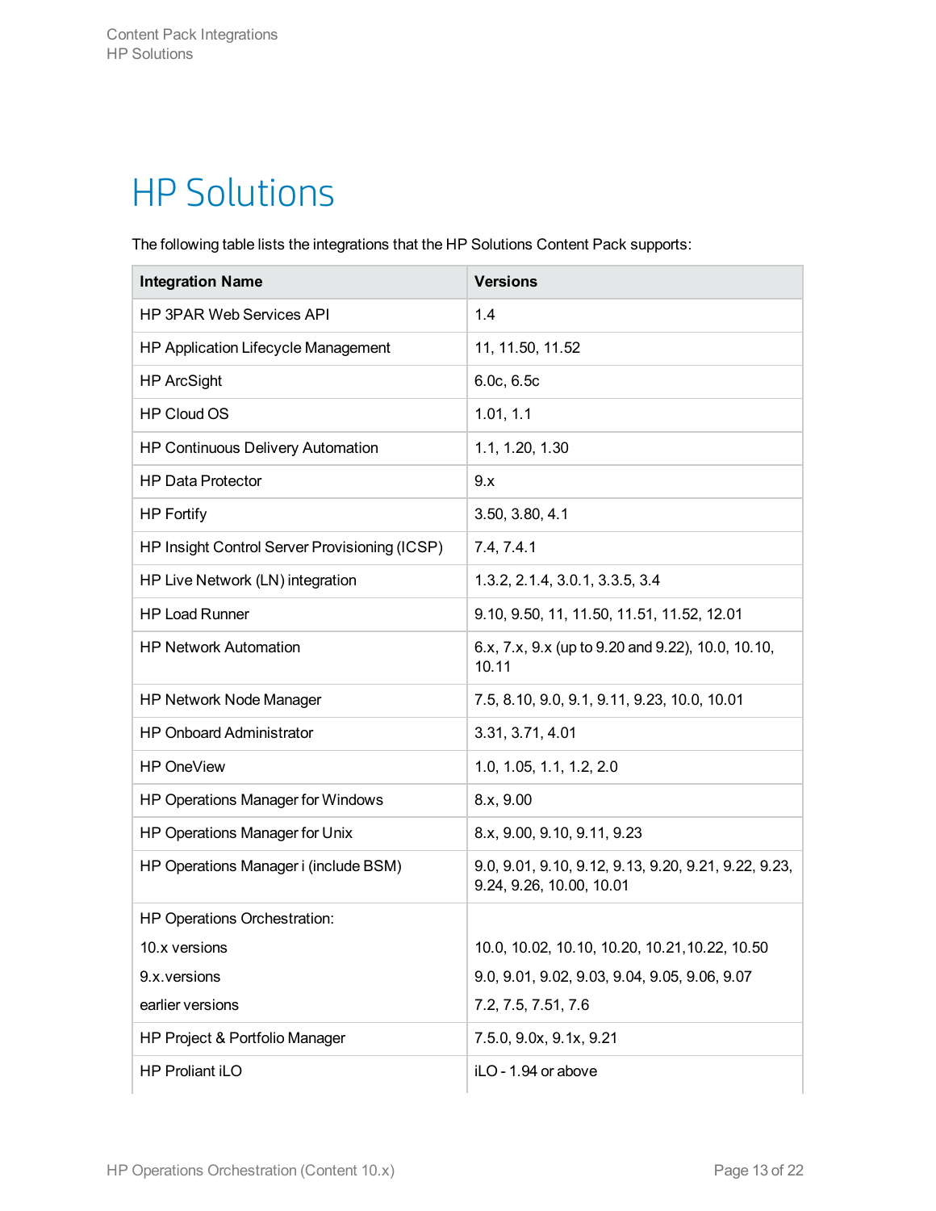# HP Solutions

The following table lists the integrations that the HP Solutions Content Pack supports:

| Integration Name | Versions |
| --- | --- |
| HP 3PAR Web Services API | 1.4 |
| HP Application Lifecycle Management | 11, 11.50, 11.52 |
| HP ArcSight | 6.0c, 6.5c |
| HP Cloud OS | 1.01, 1.1 |
| HP Continuous Delivery Automation | 1.1, 1.20, 1.30 |
| HP Data Protector | 9.x |
| HP Fortify | 3.50, 3.80, 4.1 |
| HP Insight Control Server Provisioning (ICSP) | 7.4, 7.4.1 |
| HP Live Network (LN) integration | 1.3.2, 2.1.4, 3.0.1, 3.3.5, 3.4 |
| HP Load Runner | 9.10, 9.50, 11, 11.50, 11.51, 11.52, 12.01 |
| HP Network Automation | 6.x, 7.x, 9.x (up to 9.20 and 9.22), 10.0, 10.10, 10.11 |
| HP Network Node Manager | 7.5, 8.10, 9.0, 9.1, 9.11, 9.23, 10.0, 10.01 |
| HP Onboard Administrator | 3.31, 3.71, 4.01 |
| HP OneView | 1.0, 1.05, 1.1, 1.2, 2.0 |
| HP Operations Manager for Windows | 8.x, 9.00 |
| HP Operations Manager for Unix | 8.x, 9.00, 9.10, 9.11, 9.23 |
| HP Operations Manager i (include BSM) | 9.0, 9.01, 9.10, 9.12, 9.13, 9.20, 9.21, 9.22, 9.23, 9.24, 9.26, 10.00, 10.01 |
| HP Operations Orchestration: | |
| 10.x versions | 10.0, 10.02, 10.10, 10.20, 10.21,10.22, 10.50 |
| 9.x.versions | 9.0, 9.01, 9.02, 9.03, 9.04, 9.05, 9.06, 9.07 |
| earlier versions | 7.2, 7.5, 7.51, 7.6 |
| HP Project & Portfolio Manager | 7.5.0, 9.0x, 9.1x, 9.21 |
| HP Proliant iLO | iLO - 1.94 or above |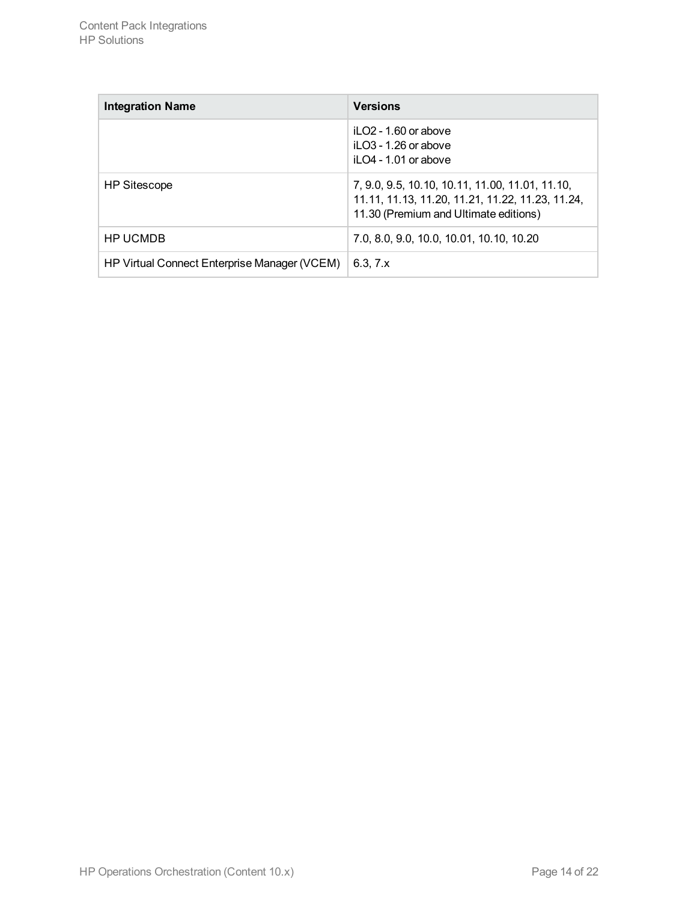| Integration Name | Versions |
| --- | --- |
| | iLO2 - 1.60 or above<br>iLO3 - 1.26 or above<br>iLO4 - 1.01 or above |
| HP Sitescope | 7, 9.0, 9.5, 10.10, 10.11, 11.00, 11.01, 11.10, 11.11, 11.13, 11.20, 11.21, 11.22, 11.23, 11.24, 11.30 (Premium and Ultimate editions) |
| HP UCMDB | 7.0, 8.0, 9.0, 10.0, 10.01, 10.10, 10.20 |
| HP Virtual Connect Enterprise Manager (VCEM) | 6.3, 7.x |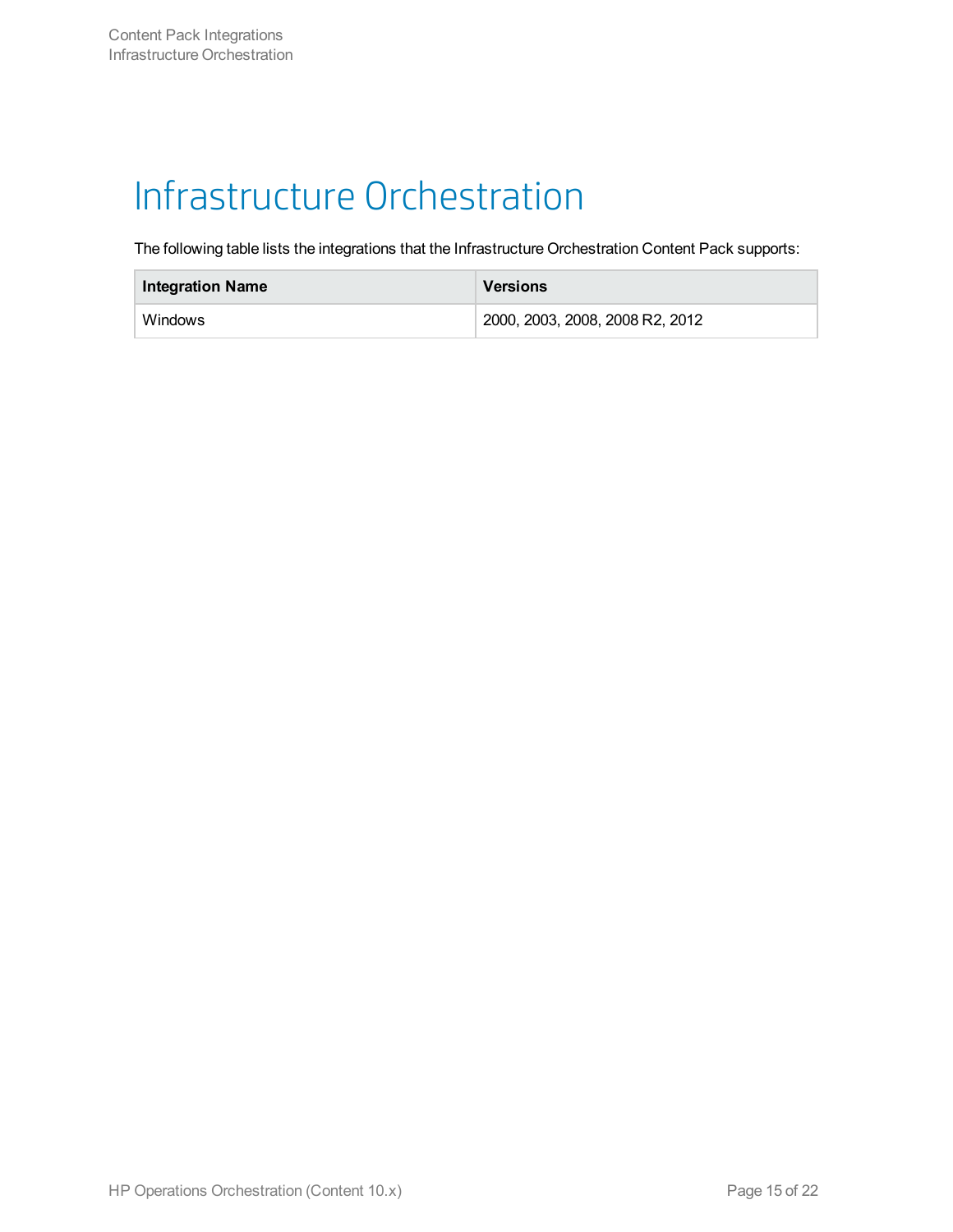# Infrastructure Orchestration

The following table lists the integrations that the Infrastructure Orchestration Content Pack supports:

| Integration Name | Versions |
|---|---|
| Windows | 2000, 2003, 2008, 2008 R2, 2012 |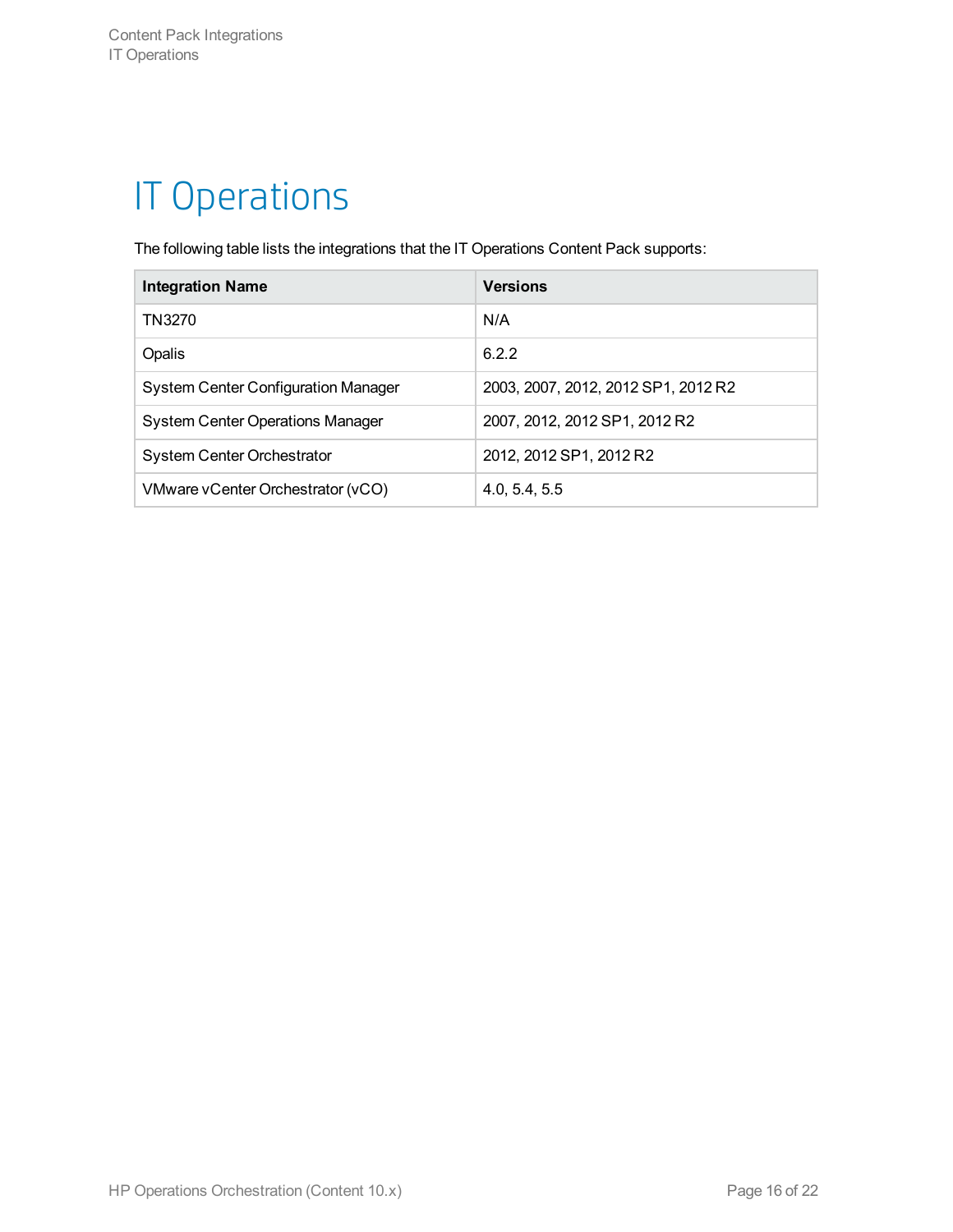# IT Operations

The following table lists the integrations that the IT Operations Content Pack supports:

| Integration Name | Versions |
| --- | --- |
| TN3270 | N/A |
| Opalis | 6.2.2 |
| System Center Configuration Manager | 2003, 2007, 2012, 2012 SP1, 2012 R2 |
| System Center Operations Manager | 2007, 2012, 2012 SP1, 2012 R2 |
| System Center Orchestrator | 2012, 2012 SP1, 2012 R2 |
| VMware vCenter Orchestrator (vCO) | 4.0, 5.4, 5.5 |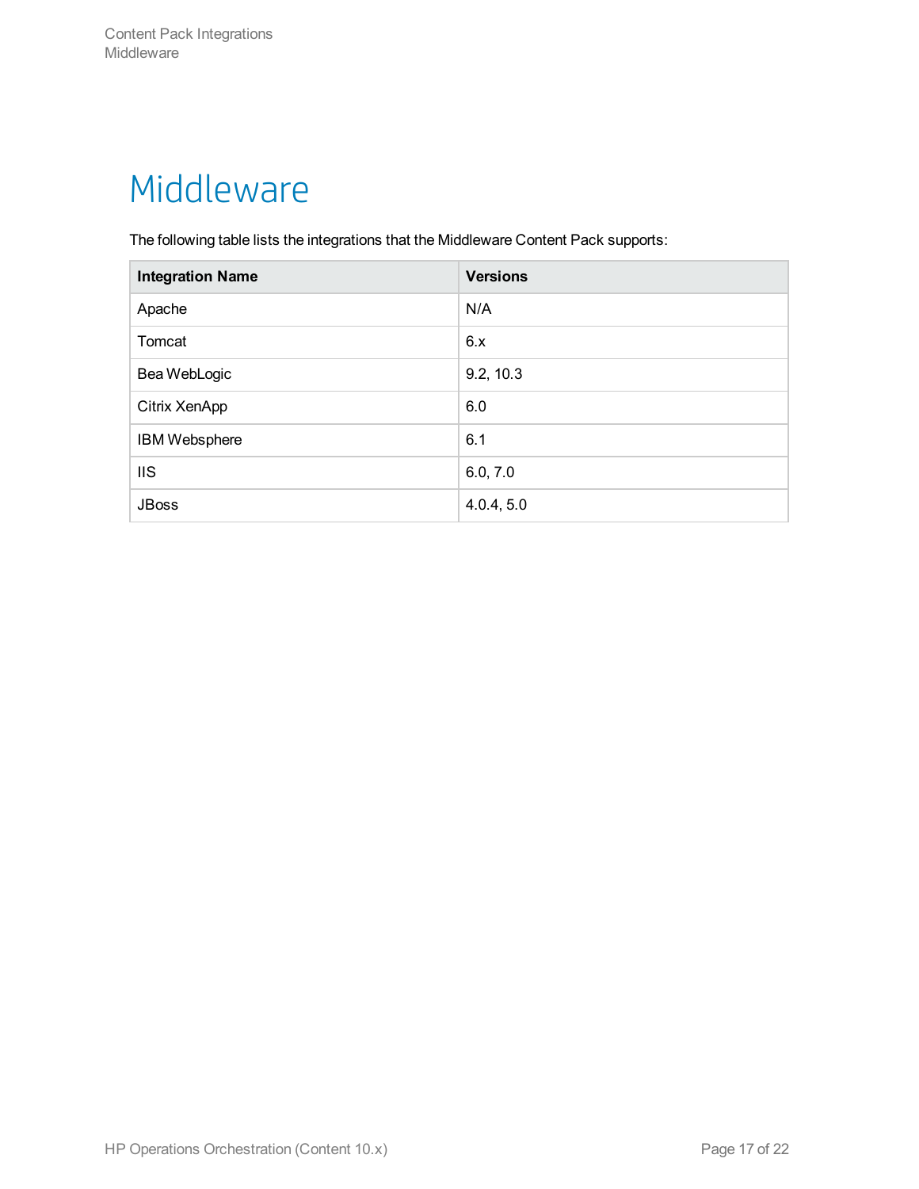# Middleware

The following table lists the integrations that the Middleware Content Pack supports:

| Integration Name | Versions |
|---|---|
| Apache | N/A |
| Tomcat | 6.x |
| Bea WebLogic | 9.2, 10.3 |
| Citrix XenApp | 6.0 |
| IBM Websphere | 6.1 |
| IIS | 6.0, 7.0 |
| JBoss | 4.0.4, 5.0 |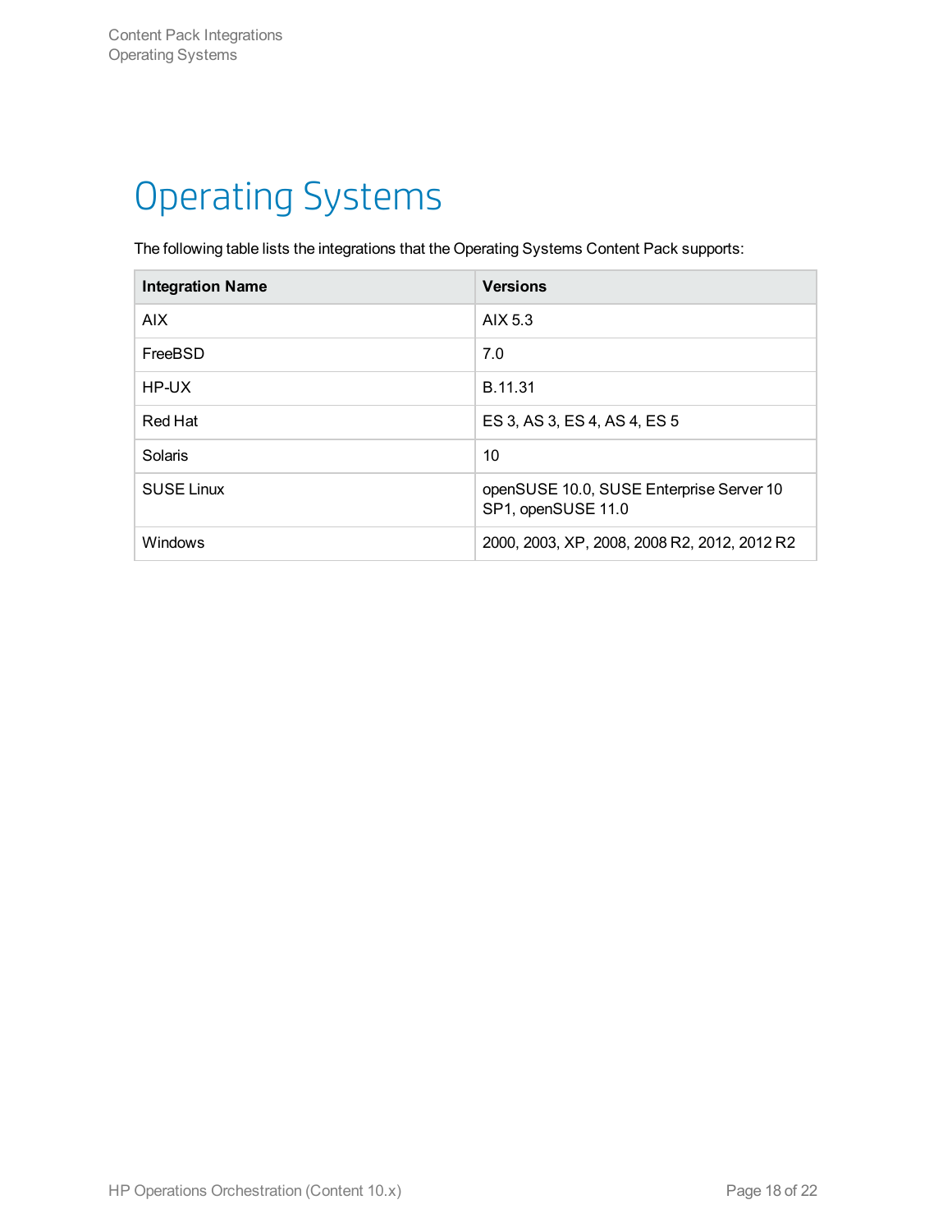# Operating Systems

The following table lists the integrations that the Operating Systems Content Pack supports:

| Integration Name | Versions |
| --- | --- |
| AIX | AIX 5.3 |
| FreeBSD | 7.0 |
| HP-UX | B.11.31 |
| Red Hat | ES 3, AS 3, ES 4, AS 4, ES 5 |
| Solaris | 10 |
| SUSE Linux | openSUSE 10.0, SUSE Enterprise Server 10 SP1, openSUSE 11.0 |
| Windows | 2000, 2003, XP, 2008, 2008 R2, 2012, 2012 R2 |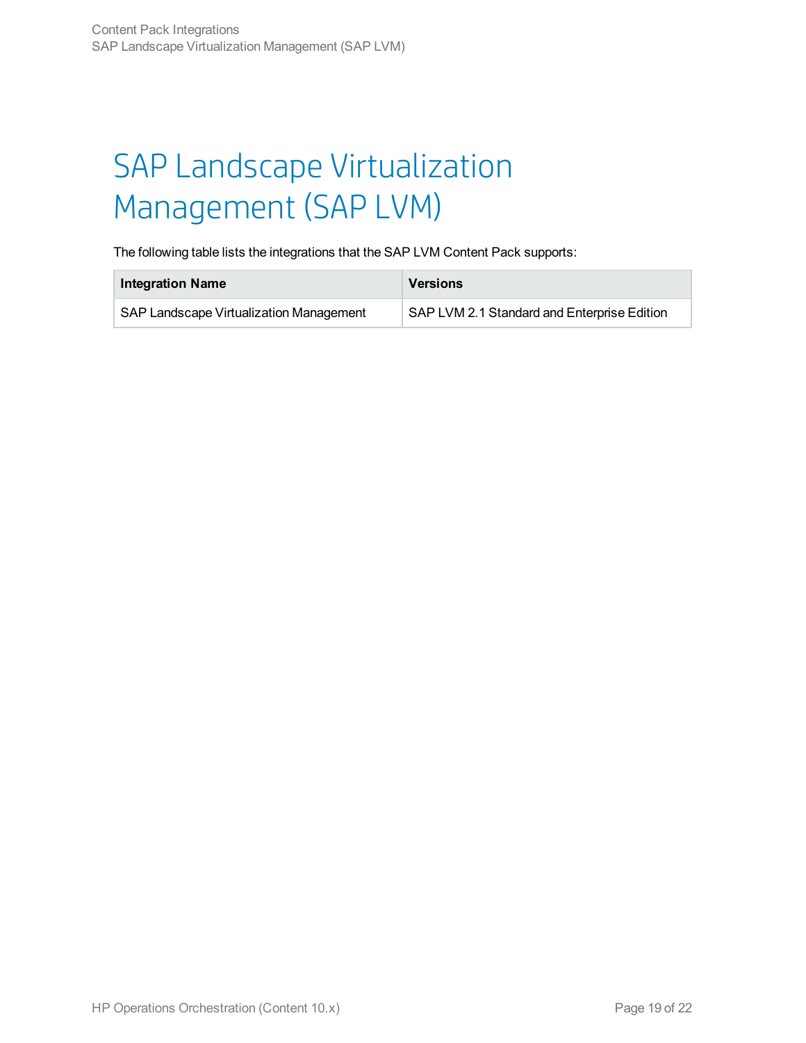# SAP Landscape Virtualization Management (SAP LVM)

The following table lists the integrations that the SAP LVM Content Pack supports:

| Integration Name | Versions |
|---|---|
| SAP Landscape Virtualization Management | SAP LVM 2.1 Standard and Enterprise Edition |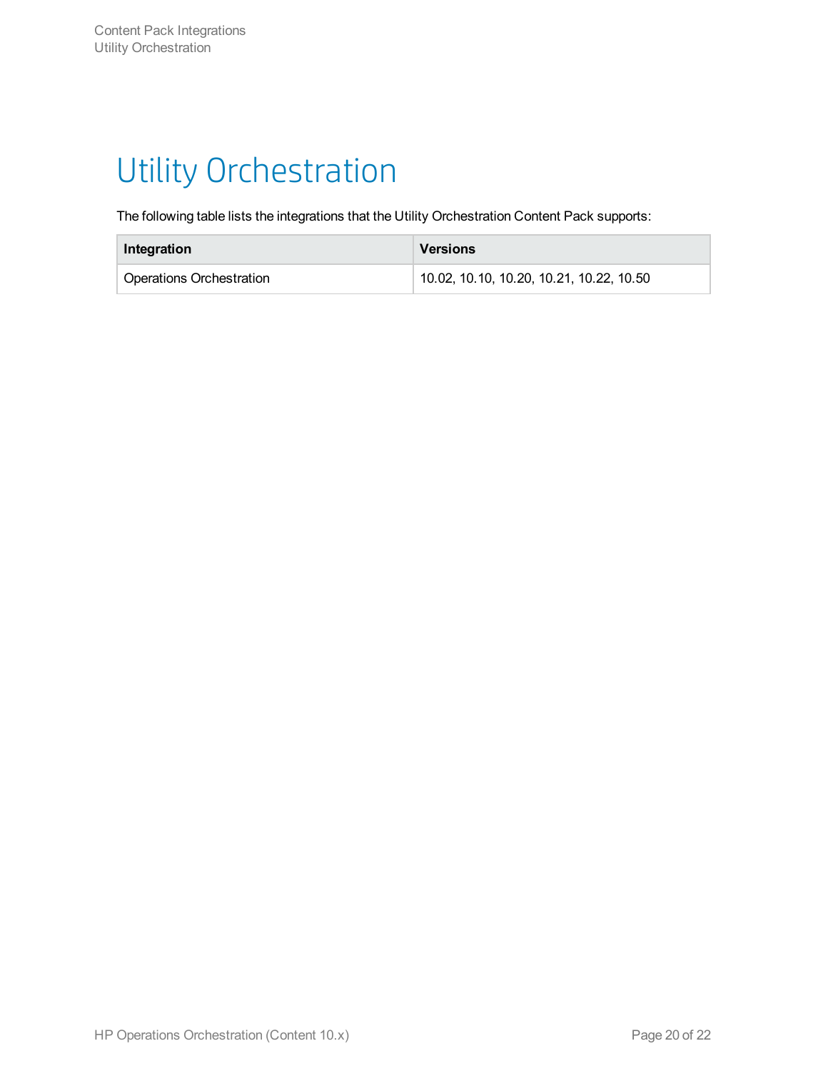# Utility Orchestration

The following table lists the integrations that the Utility Orchestration Content Pack supports:

| Integration | Versions |
| --- | --- |
| Operations Orchestration | 10.02, 10.10, 10.20, 10.21, 10.22, 10.50 |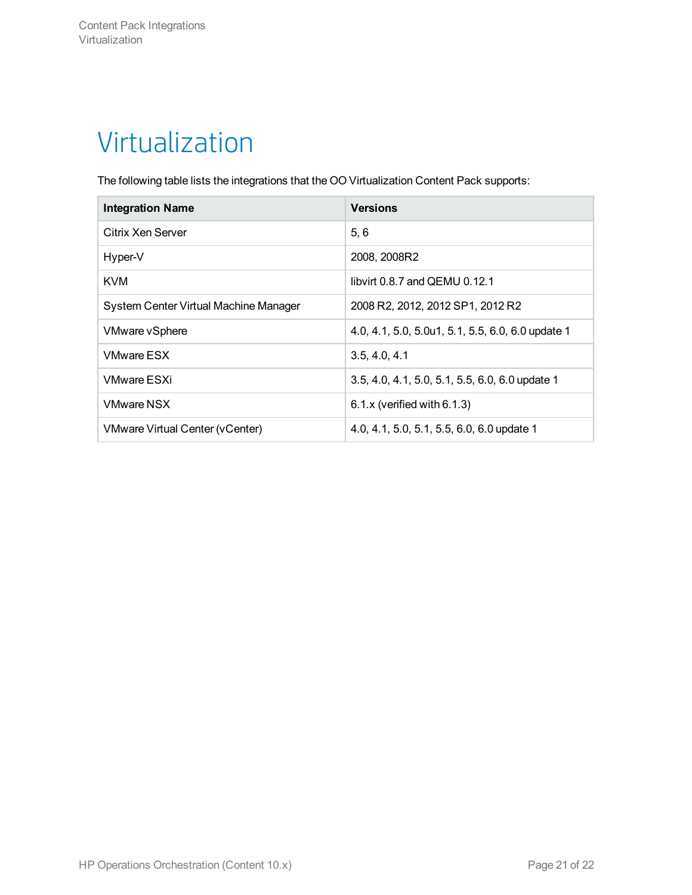# Virtualization

The following table lists the integrations that the OO Virtualization Content Pack supports:

| Integration Name | Versions |
|---|---|
| Citrix Xen Server | 5, 6 |
| Hyper-V | 2008, 2008R2 |
| KVM | libvirt 0.8.7 and QEMU 0.12.1 |
| System Center Virtual Machine Manager | 2008 R2, 2012, 2012 SP1, 2012 R2 |
| VMware vSphere | 4.0, 4.1, 5.0, 5.0u1, 5.1, 5.5, 6.0, 6.0 update 1 |
| VMware ESX | 3.5, 4.0, 4.1 |
| VMware ESXi | 3.5, 4.0, 4.1, 5.0, 5.1, 5.5, 6.0, 6.0 update 1 |
| VMware NSX | 6.1.x (verified with 6.1.3) |
| VMware Virtual Center (vCenter) | 4.0, 4.1, 5.0, 5.1, 5.5, 6.0, 6.0 update 1 |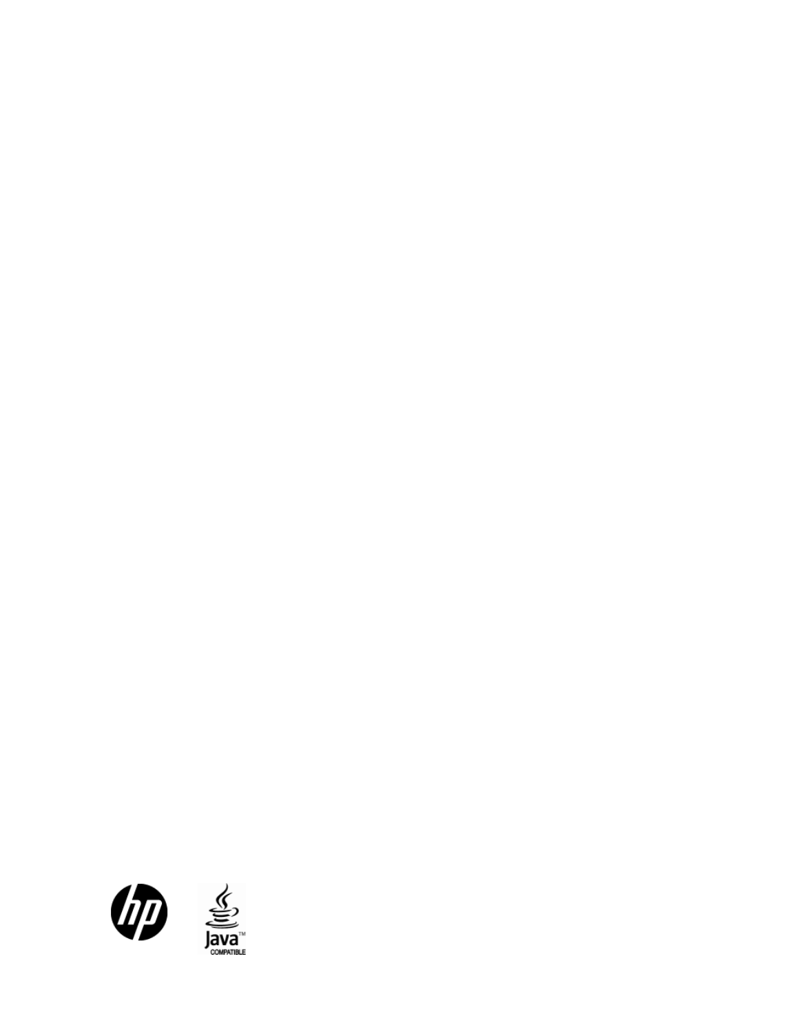Java
COMPATIBLE